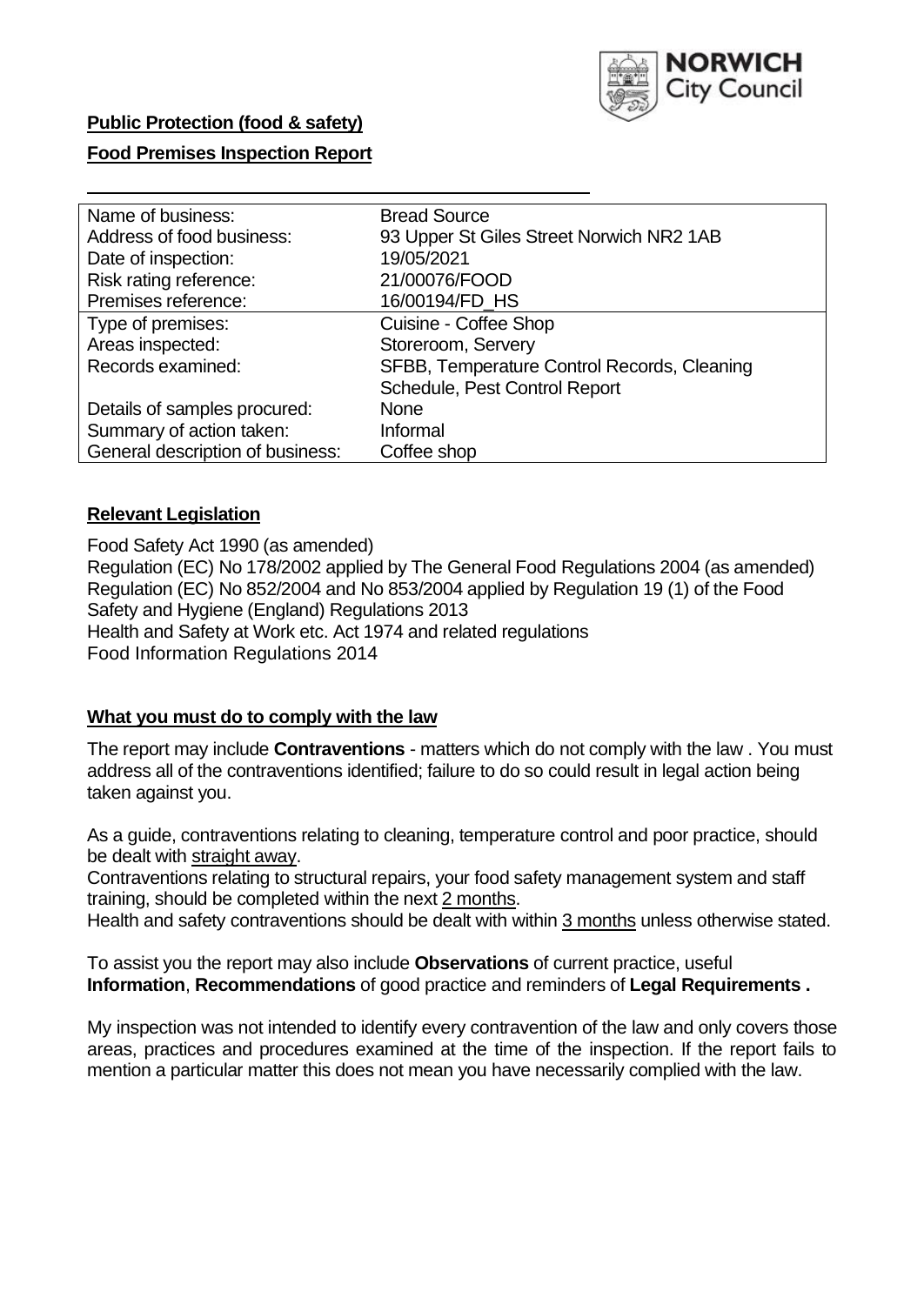**Public Protection (food & safety)**

**Food Premises Inspection Report**

| | |
|---|---|
| Name of business: | Bread Source |
| Address of food business: | 93 Upper St Giles Street Norwich NR2 1AB |
| Date of inspection: | 19/05/2021 |
| Risk rating reference: | 21/00076/FOOD |
| Premises reference: | 16/00194/FD_HS |
| Type of premises: | Cuisine - Coffee Shop |
| Areas inspected: | Storeroom, Servery |
| Records examined: | SFBB, Temperature Control Records, Cleaning Schedule, Pest Control Report |
| Details of samples procured: | None |
| Summary of action taken: | Informal |
| General description of business: | Coffee shop |

## Relevant Legislation

Food Safety Act 1990 (as amended)
Regulation (EC) No 178/2002 applied by The General Food Regulations 2004 (as amended)
Regulation (EC) No 852/2004 and No 853/2004 applied by Regulation 19 (1) of the Food Safety and Hygiene (England) Regulations 2013
Health and Safety at Work etc. Act 1974 and related regulations
Food Information Regulations 2014

## What you must do to comply with the law

The report may include **Contraventions** - matters which do not comply with the law . You must address all of the contraventions identified; failure to do so could result in legal action being taken against you.

As a guide, contraventions relating to cleaning, temperature control and poor practice, should be dealt with straight away.

Contraventions relating to structural repairs, your food safety management system and staff training, should be completed within the next 2 months.

Health and safety contraventions should be dealt with within 3 months unless otherwise stated.

To assist you the report may also include **Observations** of current practice, useful **Information**, **Recommendations** of good practice and reminders of **Legal Requirements .**

My inspection was not intended to identify every contravention of the law and only covers those areas, practices and procedures examined at the time of the inspection. If the report fails to mention a particular matter this does not mean you have necessarily complied with the law.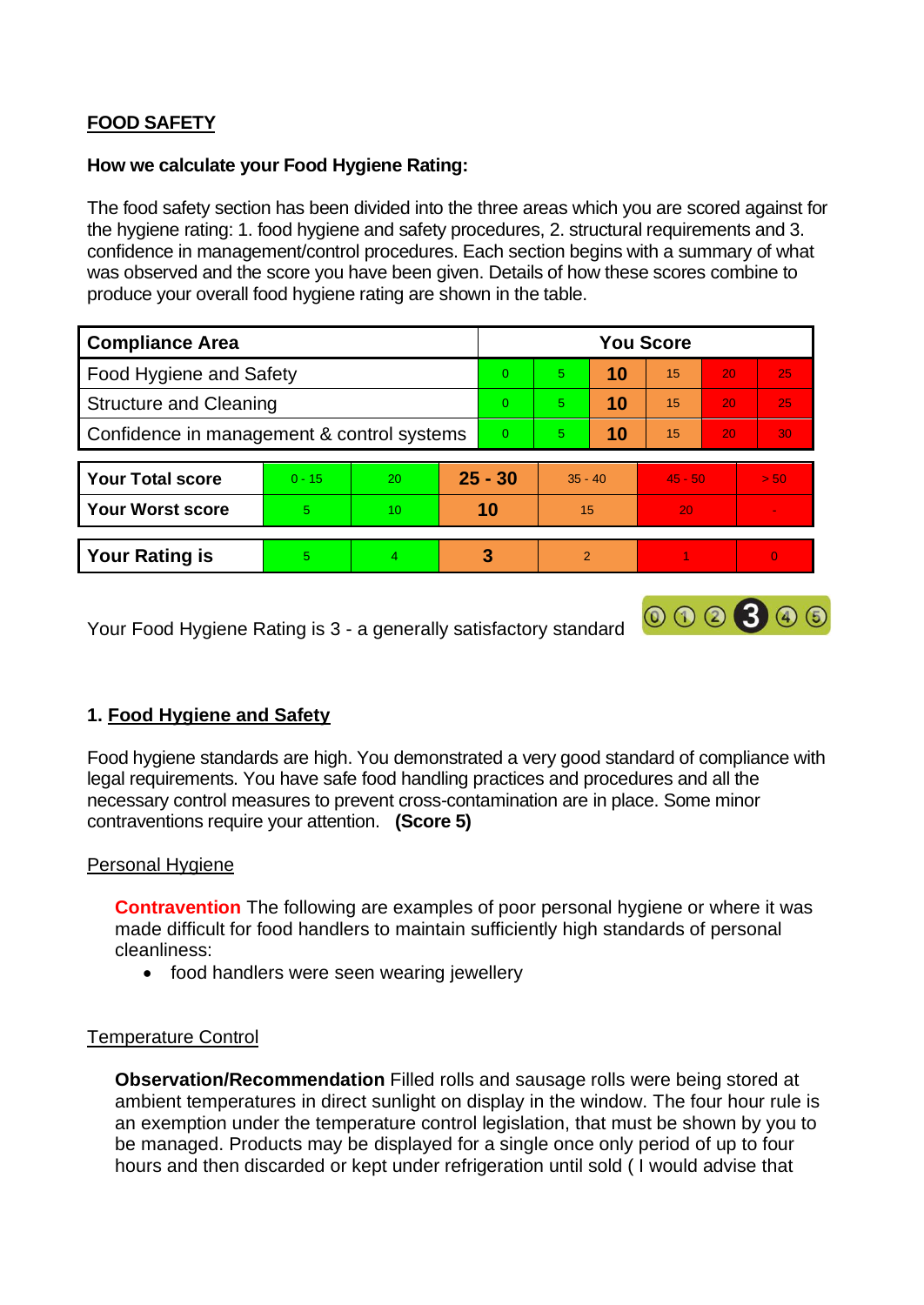**FOOD SAFETY**

**How we calculate your Food Hygiene Rating:**

The food safety section has been divided into the three areas which you are scored against for the hygiene rating: 1. food hygiene and safety procedures, 2. structural requirements and 3. confidence in management/control procedures. Each section begins with a summary of what was observed and the score you have been given. Details of how these scores combine to produce your overall food hygiene rating are shown in the table.

| Compliance Area | You Score | | | | | |
|---|---|---|---|---|---|---|
| Food Hygiene and Safety | 0 | 5 | **10** | 15 | 20 | 25 |
| Structure and Cleaning | 0 | 5 | **10** | 15 | 20 | 25 |
| Confidence in management & control systems | 0 | 5 | **10** | 15 | 20 | 30 |

| | | | | | | |
|---|---|---|---|---|---|---|
| **Your Total score** | 0 - 15 | 20 | **25 - 30** | 35 - 40 | 45 - 50 | > 50 |
| **Your Worst score** | 5 | 10 | **10** | 15 | 20 | - |

| | | | | | | |
|---|---|---|---|---|---|---|
| **Your Rating is** | 5 | 4 | **3** | 2 | 1 | 0 |

Your Food Hygiene Rating is 3 - a generally satisfactory standard

## 1. Food Hygiene and Safety

Food hygiene standards are high. You demonstrated a very good standard of compliance with legal requirements. You have safe food handling practices and procedures and all the necessary control measures to prevent cross-contamination are in place. Some minor contraventions require your attention. **(Score 5)**

Personal Hygiene

**Contravention** The following are examples of poor personal hygiene or where it was made difficult for food handlers to maintain sufficiently high standards of personal cleanliness:

- food handlers were seen wearing jewellery

Temperature Control

**Observation/Recommendation** Filled rolls and sausage rolls were being stored at ambient temperatures in direct sunlight on display in the window. The four hour rule is an exemption under the temperature control legislation, that must be shown by you to be managed. Products may be displayed for a single once only period of up to four hours and then discarded or kept under refrigeration until sold ( I would advise that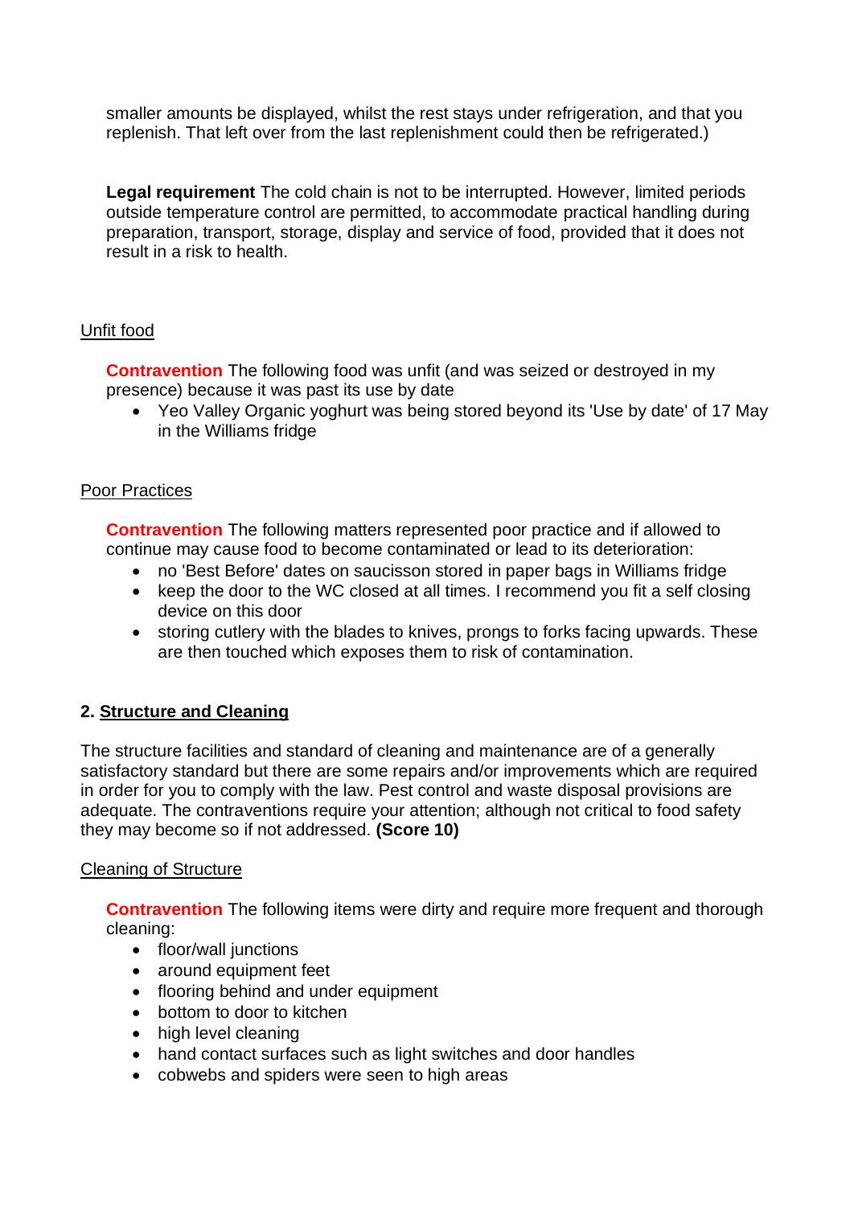smaller amounts be displayed, whilst the rest stays under refrigeration, and that you replenish. That left over from the last replenishment could then be refrigerated.)

**Legal requirement** The cold chain is not to be interrupted. However, limited periods outside temperature control are permitted, to accommodate practical handling during preparation, transport, storage, display and service of food, provided that it does not result in a risk to health.

Unfit food

**Contravention** The following food was unfit (and was seized or destroyed in my presence) because it was past its use by date

- Yeo Valley Organic yoghurt was being stored beyond its 'Use by date' of 17 May in the Williams fridge

Poor Practices

**Contravention** The following matters represented poor practice and if allowed to continue may cause food to become contaminated or lead to its deterioration:

- no 'Best Before' dates on saucisson stored in paper bags in Williams fridge
- keep the door to the WC closed at all times. I recommend you fit a self closing device on this door
- storing cutlery with the blades to knives, prongs to forks facing upwards. These are then touched which exposes them to risk of contamination.

## 2. Structure and Cleaning

The structure facilities and standard of cleaning and maintenance are of a generally satisfactory standard but there are some repairs and/or improvements which are required in order for you to comply with the law. Pest control and waste disposal provisions are adequate. The contraventions require your attention; although not critical to food safety they may become so if not addressed. **(Score 10)**

Cleaning of Structure

**Contravention** The following items were dirty and require more frequent and thorough cleaning:

- floor/wall junctions
- around equipment feet
- flooring behind and under equipment
- bottom to door to kitchen
- high level cleaning
- hand contact surfaces such as light switches and door handles
- cobwebs and spiders were seen to high areas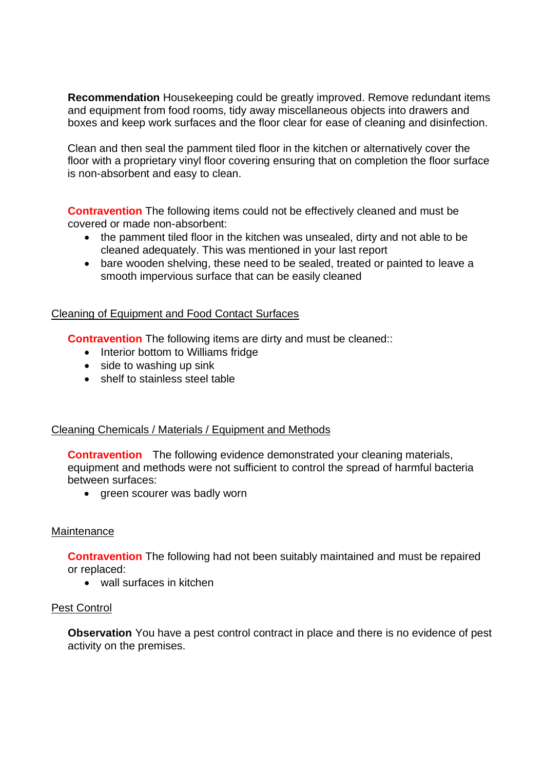**Recommendation** Housekeeping could be greatly improved. Remove redundant items and equipment from food rooms, tidy away miscellaneous objects into drawers and boxes and keep work surfaces and the floor clear for ease of cleaning and disinfection.

Clean and then seal the pamment tiled floor in the kitchen or alternatively cover the floor with a proprietary vinyl floor covering ensuring that on completion the floor surface is non-absorbent and easy to clean.

**Contravention** The following items could not be effectively cleaned and must be covered or made non-absorbent:

- the pamment tiled floor in the kitchen was unsealed, dirty and not able to be cleaned adequately. This was mentioned in your last report
- bare wooden shelving, these need to be sealed, treated or painted to leave a smooth impervious surface that can be easily cleaned

<u>Cleaning of Equipment and Food Contact Surfaces</u>

**Contravention** The following items are dirty and must be cleaned::

- Interior bottom to Williams fridge
- side to washing up sink
- shelf to stainless steel table

<u>Cleaning Chemicals / Materials / Equipment and Methods</u>

**Contravention** The following evidence demonstrated your cleaning materials, equipment and methods were not sufficient to control the spread of harmful bacteria between surfaces:

- green scourer was badly worn

<u>Maintenance</u>

**Contravention** The following had not been suitably maintained and must be repaired or replaced:

- wall surfaces in kitchen

<u>Pest Control</u>

**Observation** You have a pest control contract in place and there is no evidence of pest activity on the premises.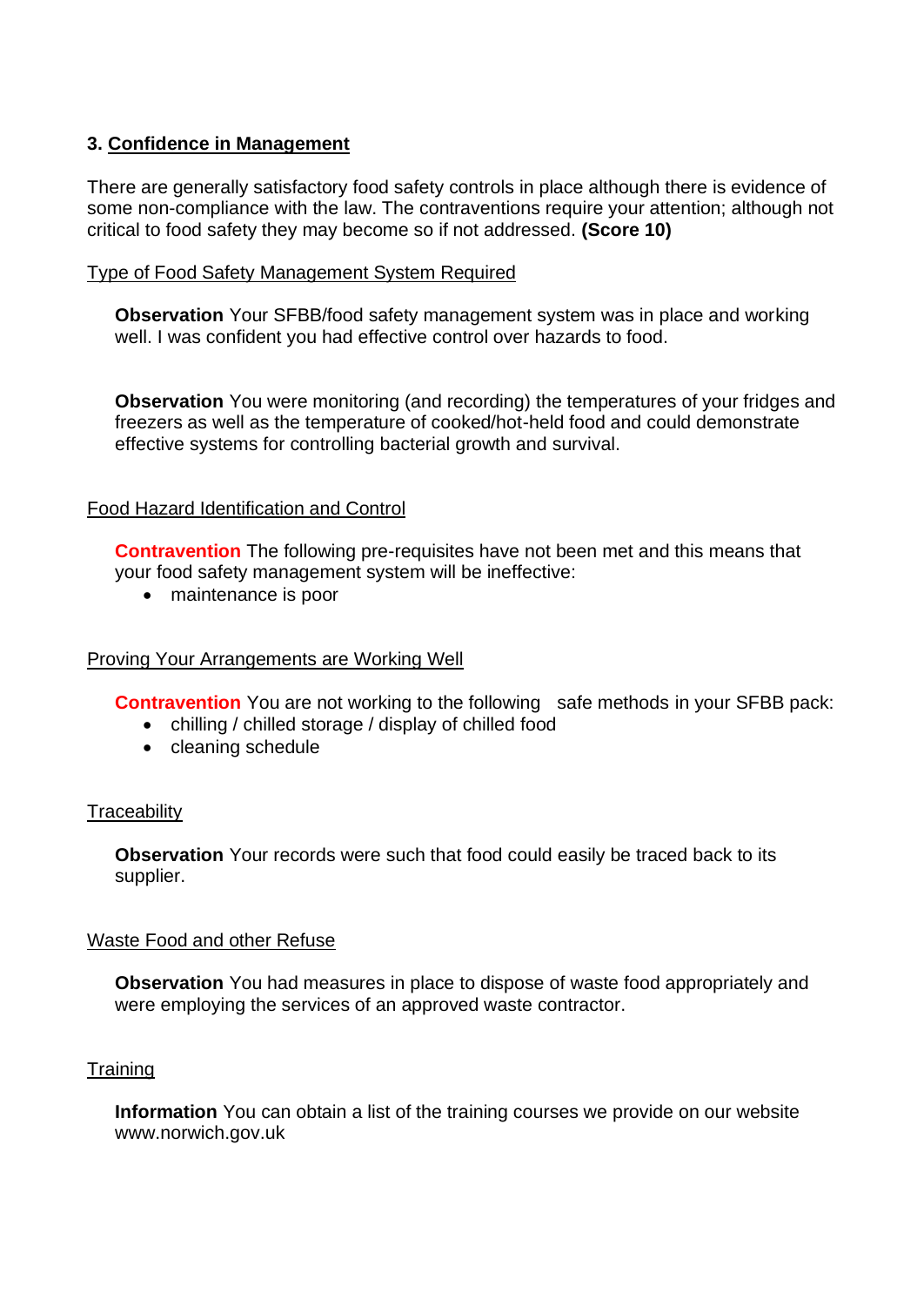## 3. Confidence in Management

There are generally satisfactory food safety controls in place although there is evidence of some non-compliance with the law. The contraventions require your attention; although not critical to food safety they may become so if not addressed. **(Score 10)**

### Type of Food Safety Management System Required

**Observation** Your SFBB/food safety management system was in place and working well. I was confident you had effective control over hazards to food.

**Observation** You were monitoring (and recording) the temperatures of your fridges and freezers as well as the temperature of cooked/hot-held food and could demonstrate effective systems for controlling bacterial growth and survival.

### Food Hazard Identification and Control

**Contravention** The following pre-requisites have not been met and this means that your food safety management system will be ineffective:

- maintenance is poor

### Proving Your Arrangements are Working Well

**Contravention** You are not working to the following safe methods in your SFBB pack:

- chilling / chilled storage / display of chilled food
- cleaning schedule

### Traceability

**Observation** Your records were such that food could easily be traced back to its supplier.

### Waste Food and other Refuse

**Observation** You had measures in place to dispose of waste food appropriately and were employing the services of an approved waste contractor.

### Training

**Information** You can obtain a list of the training courses we provide on our website www.norwich.gov.uk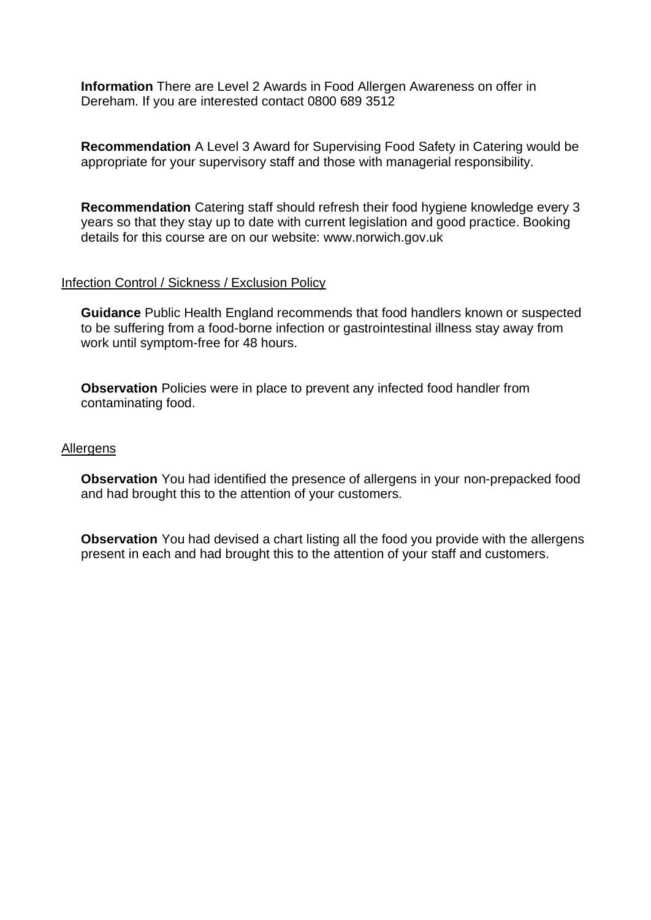**Information** There are Level 2 Awards in Food Allergen Awareness on offer in Dereham. If you are interested contact 0800 689 3512

**Recommendation** A Level 3 Award for Supervising Food Safety in Catering would be appropriate for your supervisory staff and those with managerial responsibility.

**Recommendation** Catering staff should refresh their food hygiene knowledge every 3 years so that they stay up to date with current legislation and good practice. Booking details for this course are on our website: www.norwich.gov.uk

<u>Infection Control / Sickness / Exclusion Policy</u>

**Guidance** Public Health England recommends that food handlers known or suspected to be suffering from a food-borne infection or gastrointestinal illness stay away from work until symptom-free for 48 hours.

**Observation** Policies were in place to prevent any infected food handler from contaminating food.

<u>Allergens</u>

**Observation** You had identified the presence of allergens in your non-prepacked food and had brought this to the attention of your customers.

**Observation** You had devised a chart listing all the food you provide with the allergens present in each and had brought this to the attention of your staff and customers.